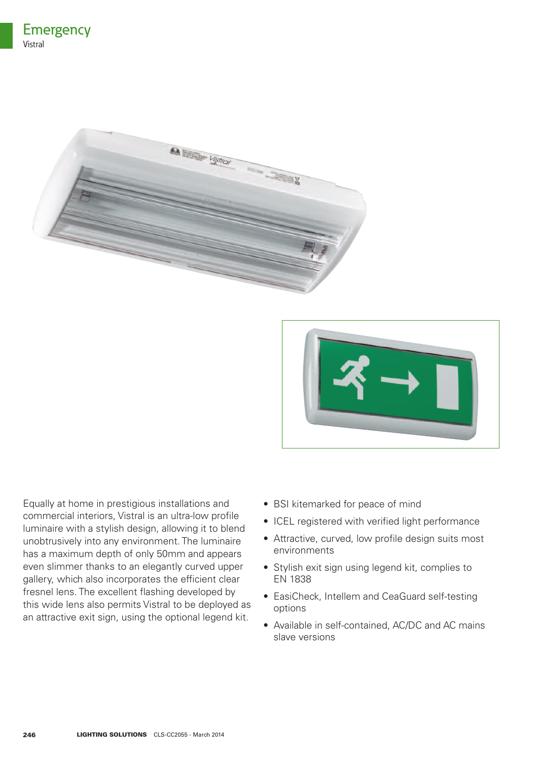# Emergency

Vistral

Equally at home in prestigious installations and commercial interiors, Vistral is an ultra-low profile luminaire with a stylish design, allowing it to blend unobtrusively into any environment. The luminaire has a maximum depth of only 50mm and appears even slimmer thanks to an elegantly curved upper gallery, which also incorporates the efficient clear fresnel lens. The excellent flashing developed by this wide lens also permits Vistral to be deployed as an attractive exit sign, using the optional legend kit.

- BSI kitemarked for peace of mind
- ICEL registered with verified light performance
- Attractive, curved, low profile design suits most environments
- Stylish exit sign using legend kit, complies to EN 1838
- EasiCheck, Intellem and CeaGuard self-testing options
- Available in self-contained, AC/DC and AC mains slave versions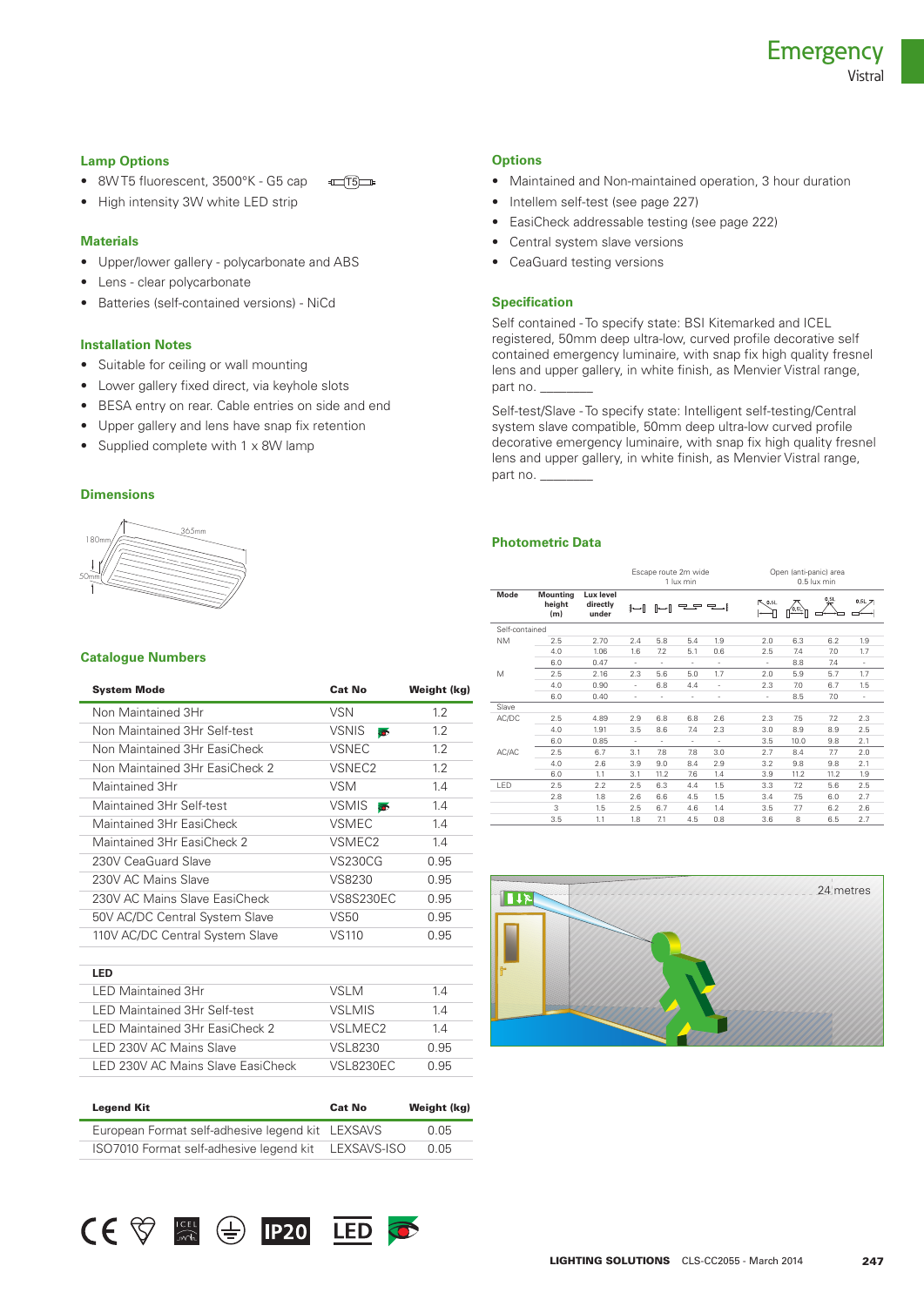# Emergency

Vistral

## Lamp Options

- 8W T5 fluorescent, 3500°K - G5 cap
- High intensity 3W white LED strip

## Materials

- Upper/lower gallery - polycarbonate and ABS
- Lens - clear polycarbonate
- Batteries (self-contained versions) - NiCd

## Installation Notes

- Suitable for ceiling or wall mounting
- Lower gallery fixed direct, via keyhole slots
- BESA entry on rear. Cable entries on side and end
- Upper gallery and lens have snap fix retention
- Supplied complete with 1 x 8W lamp

## Dimensions

365mm
180mm
50mm

## Catalogue Numbers

| System Mode | Cat No | Weight (kg) |
|---|---|---|
| Non Maintained 3Hr | VSN | 1.2 |
| Non Maintained 3Hr Self-test | VSNIS | 1.2 |
| Non Maintained 3Hr EasiCheck | VSNEC | 1.2 |
| Non Maintained 3Hr EasiCheck 2 | VSNEC2 | 1.2 |
| Maintained 3Hr | VSM | 1.4 |
| Maintained 3Hr Self-test | VSMIS | 1.4 |
| Maintained 3Hr EasiCheck | VSMEC | 1.4 |
| Maintained 3Hr EasiCheck 2 | VSMEC2 | 1.4 |
| 230V CeaGuard Slave | VS230CG | 0.95 |
| 230V AC Mains Slave | VS8230 | 0.95 |
| 230V AC Mains Slave EasiCheck | VS8S230EC | 0.95 |
| 50V AC/DC Central System Slave | VS50 | 0.95 |
| 110V AC/DC Central System Slave | VS110 | 0.95 |

| LED | | |
|---|---|---|
| LED Maintained 3Hr | VSLM | 1.4 |
| LED Maintained 3Hr Self-test | VSLMIS | 1.4 |
| LED Maintained 3Hr EasiCheck 2 | VSLMEC2 | 1.4 |
| LED 230V AC Mains Slave | VSL8230 | 0.95 |
| LED 230V AC Mains Slave EasiCheck | VSL8230EC | 0.95 |

| Legend Kit | Cat No | Weight (kg) |
|---|---|---|
| European Format self-adhesive legend kit | LEXSAVS | 0.05 |
| ISO7010 Format self-adhesive legend kit | LEXSAVS-ISO | 0.05 |

## Options

- Maintained and Non-maintained operation, 3 hour duration
- Intellem self-test (see page 227)
- EasiCheck addressable testing (see page 222)
- Central system slave versions
- CeaGuard testing versions

## Specification

Self contained - To specify state: BSI Kitemarked and ICEL registered, 50mm deep ultra-low, curved profile decorative self contained emergency luminaire, with snap fix high quality fresnel lens and upper gallery, in white finish, as Menvier Vistral range, part no. ________

Self-test/Slave - To specify state: Intelligent self-testing/Central system slave compatible, 50mm deep ultra-low curved profile decorative emergency luminaire, with snap fix high quality fresnel lens and upper gallery, in white finish, as Menvier Vistral range, part no. ________

## Photometric Data

| Mode | Mounting height (m) | Lux level directly under | Escape route 2m wide 1 lux min | | | | Open (anti-panic) area 0.5 lux min | | | |
|---|---|---|---|---|---|---|---|---|---|---|
| Self-contained | | | | | | | | | | |
| NM | 2.5 | 2.70 | 2.4 | 5.8 | 5.4 | 1.9 | 2.0 | 6.3 | 6.2 | 1.9 |
| | 4.0 | 1.06 | 1.6 | 7.2 | 5.1 | 0.6 | 2.5 | 7.4 | 7.0 | 1.7 |
| | 6.0 | 0.47 | - | - | - | - | - | 8.8 | 7.4 | - |
| M | 2.5 | 2.16 | 2.3 | 5.6 | 5.0 | 1.7 | 2.0 | 5.9 | 5.7 | 1.7 |
| | 4.0 | 0.90 | - | 6.8 | 4.4 | - | 2.3 | 7.0 | 6.7 | 1.5 |
| | 6.0 | 0.40 | - | - | - | - | - | 8.5 | 7.0 | - |
| Slave | | | | | | | | | | |
| AC/DC | 2.5 | 4.89 | 2.9 | 6.8 | 6.8 | 2.6 | 2.3 | 7.5 | 7.2 | 2.3 |
| | 4.0 | 1.91 | 3.5 | 8.6 | 7.4 | 2.3 | 3.0 | 8.9 | 8.9 | 2.5 |
| | 6.0 | 0.85 | - | - | - | - | 3.5 | 10.0 | 9.8 | 2.1 |
| AC/AC | 2.5 | 6.7 | 3.1 | 7.8 | 7.8 | 3.0 | 2.7 | 8.4 | 7.7 | 2.0 |
| | 4.0 | 2.6 | 3.9 | 9.0 | 8.4 | 2.9 | 3.2 | 9.8 | 9.8 | 2.1 |
| | 6.0 | 1.1 | 3.1 | 11.2 | 7.6 | 1.4 | 3.9 | 11.2 | 11.2 | 1.9 |
| LED | 2.5 | 2.2 | 2.5 | 6.3 | 4.4 | 1.5 | 3.3 | 7.2 | 5.6 | 2.5 |
| | 2.8 | 1.8 | 2.6 | 6.6 | 4.5 | 1.5 | 3.4 | 7.5 | 6.0 | 2.7 |
| | 3 | 1.5 | 2.5 | 6.7 | 4.6 | 1.4 | 3.5 | 7.7 | 6.2 | 2.6 |
| | 3.5 | 1.1 | 1.8 | 7.1 | 4.5 | 0.8 | 3.6 | 8 | 6.5 | 2.7 |

24 metres